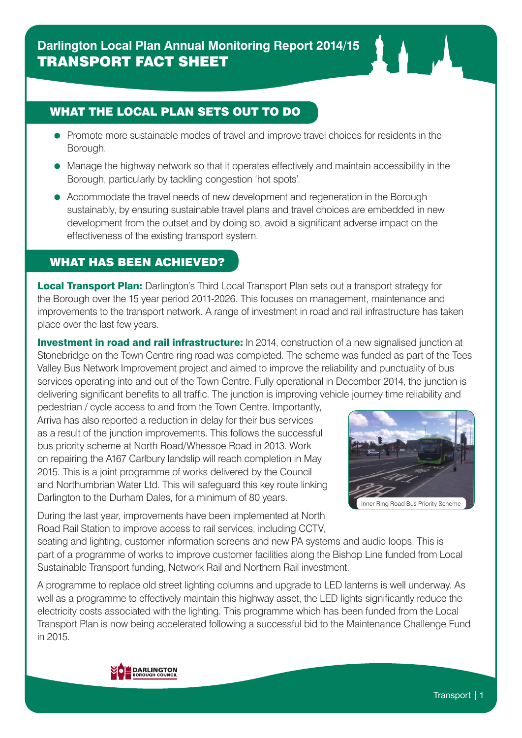# Darlington Local Plan Annual Monitoring Report 2014/15
# TRANSPORT FACT SHEET

## WHAT THE LOCAL PLAN SETS OUT TO DO

- Promote more sustainable modes of travel and improve travel choices for residents in the Borough.
- Manage the highway network so that it operates effectively and maintain accessibility in the Borough, particularly by tackling congestion 'hot spots'.
- Accommodate the travel needs of new development and regeneration in the Borough sustainably, by ensuring sustainable travel plans and travel choices are embedded in new development from the outset and by doing so, avoid a significant adverse impact on the effectiveness of the existing transport system.

## WHAT HAS BEEN ACHIEVED?

**Local Transport Plan:** Darlington's Third Local Transport Plan sets out a transport strategy for the Borough over the 15 year period 2011-2026. This focuses on management, maintenance and improvements to the transport network. A range of investment in road and rail infrastructure has taken place over the last few years.

**Investment in road and rail infrastructure:** In 2014, construction of a new signalised junction at Stonebridge on the Town Centre ring road was completed. The scheme was funded as part of the Tees Valley Bus Network Improvement project and aimed to improve the reliability and punctuality of bus services operating into and out of the Town Centre. Fully operational in December 2014, the junction is delivering significant benefits to all traffic. The junction is improving vehicle journey time reliability and pedestrian / cycle access to and from the Town Centre. Importantly, Arriva has also reported a reduction in delay for their bus services as a result of the junction improvements. This follows the successful bus priority scheme at North Road/Whessoe Road in 2013. Work on repairing the A167 Carlbury landslip will reach completion in May 2015. This is a joint programme of works delivered by the Council and Northumbrian Water Ltd. This will safeguard this key route linking Darlington to the Durham Dales, for a minimum of 80 years.

Inner Ring Road Bus Priority Scheme

During the last year, improvements have been implemented at North Road Rail Station to improve access to rail services, including CCTV, seating and lighting, customer information screens and new PA systems and audio loops. This is part of a programme of works to improve customer facilities along the Bishop Line funded from Local Sustainable Transport funding, Network Rail and Northern Rail investment.

A programme to replace old street lighting columns and upgrade to LED lanterns is well underway. As well as a programme to effectively maintain this highway asset, the LED lights significantly reduce the electricity costs associated with the lighting. This programme which has been funded from the Local Transport Plan is now being accelerated following a successful bid to the Maintenance Challenge Fund in 2015.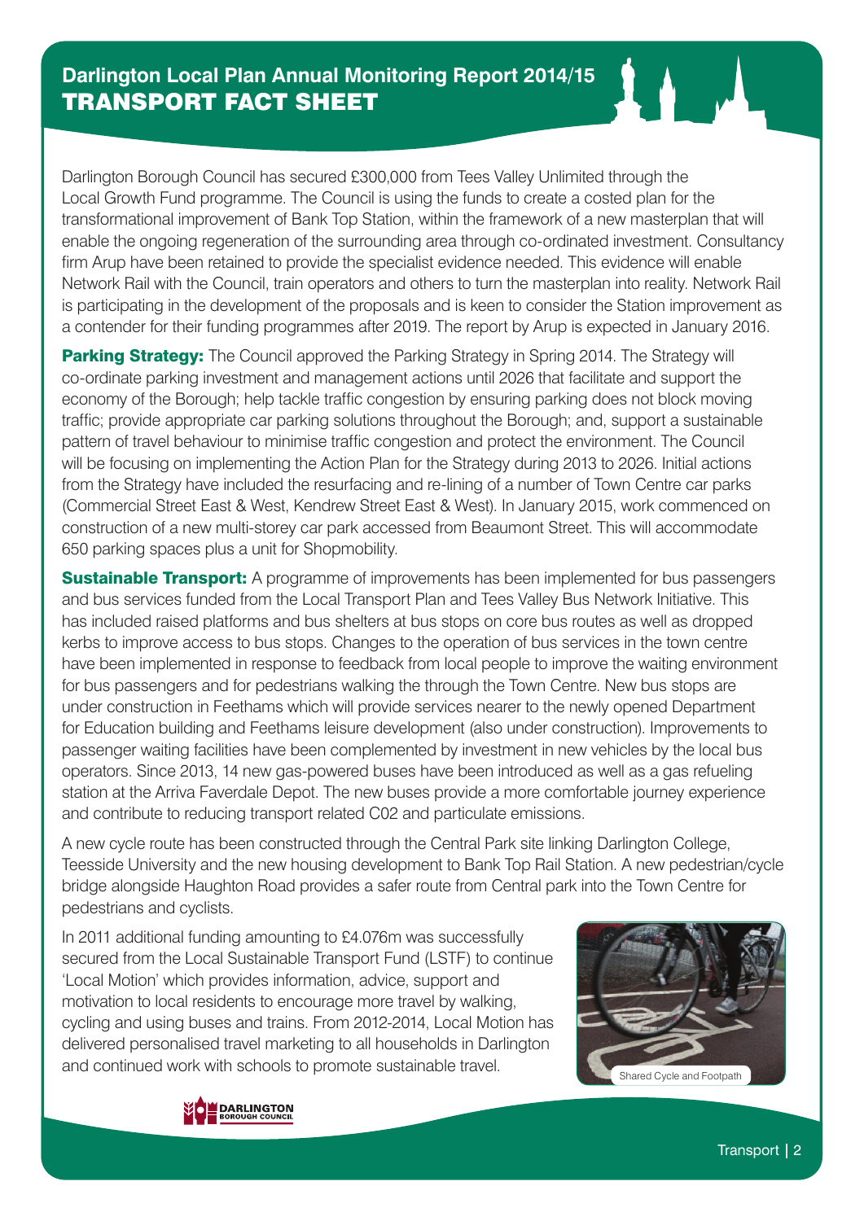## Darlington Local Plan Annual Monitoring Report 2014/15
# TRANSPORT FACT SHEET

Darlington Borough Council has secured £300,000 from Tees Valley Unlimited through the Local Growth Fund programme. The Council is using the funds to create a costed plan for the transformational improvement of Bank Top Station, within the framework of a new masterplan that will enable the ongoing regeneration of the surrounding area through co-ordinated investment. Consultancy firm Arup have been retained to provide the specialist evidence needed. This evidence will enable Network Rail with the Council, train operators and others to turn the masterplan into reality. Network Rail is participating in the development of the proposals and is keen to consider the Station improvement as a contender for their funding programmes after 2019. The report by Arup is expected in January 2016.

**Parking Strategy:** The Council approved the Parking Strategy in Spring 2014. The Strategy will co-ordinate parking investment and management actions until 2026 that facilitate and support the economy of the Borough; help tackle traffic congestion by ensuring parking does not block moving traffic; provide appropriate car parking solutions throughout the Borough; and, support a sustainable pattern of travel behaviour to minimise traffic congestion and protect the environment. The Council will be focusing on implementing the Action Plan for the Strategy during 2013 to 2026. Initial actions from the Strategy have included the resurfacing and re-lining of a number of Town Centre car parks (Commercial Street East & West, Kendrew Street East & West). In January 2015, work commenced on construction of a new multi-storey car park accessed from Beaumont Street. This will accommodate 650 parking spaces plus a unit for Shopmobility.

**Sustainable Transport:** A programme of improvements has been implemented for bus passengers and bus services funded from the Local Transport Plan and Tees Valley Bus Network Initiative. This has included raised platforms and bus shelters at bus stops on core bus routes as well as dropped kerbs to improve access to bus stops. Changes to the operation of bus services in the town centre have been implemented in response to feedback from local people to improve the waiting environment for bus passengers and for pedestrians walking the through the Town Centre. New bus stops are under construction in Feethams which will provide services nearer to the newly opened Department for Education building and Feethams leisure development (also under construction). Improvements to passenger waiting facilities have been complemented by investment in new vehicles by the local bus operators. Since 2013, 14 new gas-powered buses have been introduced as well as a gas refueling station at the Arriva Faverdale Depot. The new buses provide a more comfortable journey experience and contribute to reducing transport related C02 and particulate emissions.

A new cycle route has been constructed through the Central Park site linking Darlington College, Teesside University and the new housing development to Bank Top Rail Station. A new pedestrian/cycle bridge alongside Haughton Road provides a safer route from Central park into the Town Centre for pedestrians and cyclists.

In 2011 additional funding amounting to £4.076m was successfully secured from the Local Sustainable Transport Fund (LSTF) to continue 'Local Motion' which provides information, advice, support and motivation to local residents to encourage more travel by walking, cycling and using buses and trains. From 2012-2014, Local Motion has delivered personalised travel marketing to all households in Darlington and continued work with schools to promote sustainable travel.

Shared Cycle and Footpath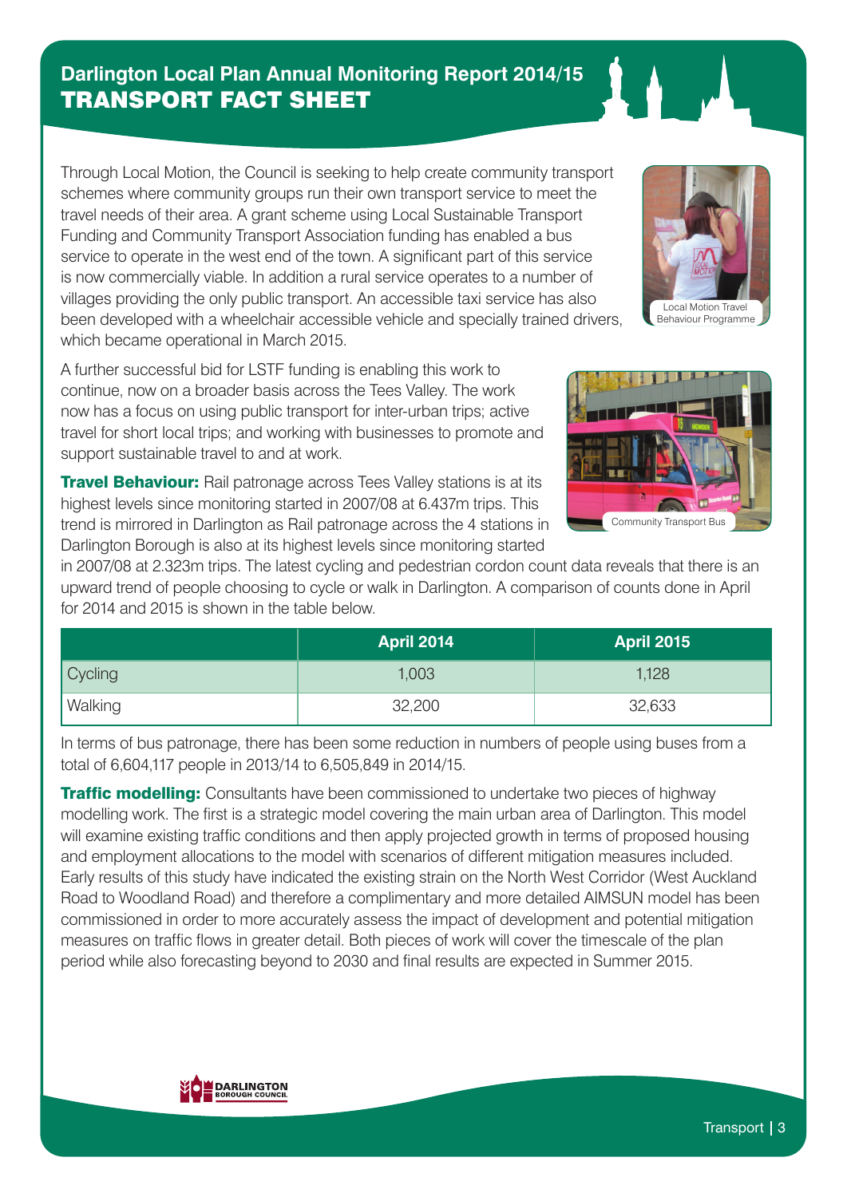# Darlington Local Plan Annual Monitoring Report 2014/15
## TRANSPORT FACT SHEET

Through Local Motion, the Council is seeking to help create community transport schemes where community groups run their own transport service to meet the travel needs of their area. A grant scheme using Local Sustainable Transport Funding and Community Transport Association funding has enabled a bus service to operate in the west end of the town. A significant part of this service is now commercially viable. In addition a rural service operates to a number of villages providing the only public transport. An accessible taxi service has also been developed with a wheelchair accessible vehicle and specially trained drivers, which became operational in March 2015.

Local Motion Travel Behaviour Programme

A further successful bid for LSTF funding is enabling this work to continue, now on a broader basis across the Tees Valley. The work now has a focus on using public transport for inter-urban trips; active travel for short local trips; and working with businesses to promote and support sustainable travel to and at work.

Community Transport Bus

**Travel Behaviour:** Rail patronage across Tees Valley stations is at its highest levels since monitoring started in 2007/08 at 6.437m trips. This trend is mirrored in Darlington as Rail patronage across the 4 stations in Darlington Borough is also at its highest levels since monitoring started in 2007/08 at 2.323m trips. The latest cycling and pedestrian cordon count data reveals that there is an upward trend of people choosing to cycle or walk in Darlington. A comparison of counts done in April for 2014 and 2015 is shown in the table below.

| | April 2014 | April 2015 |
|---|---|---|
| Cycling | 1,003 | 1,128 |
| Walking | 32,200 | 32,633 |

In terms of bus patronage, there has been some reduction in numbers of people using buses from a total of 6,604,117 people in 2013/14 to 6,505,849 in 2014/15.

**Traffic modelling:** Consultants have been commissioned to undertake two pieces of highway modelling work. The first is a strategic model covering the main urban area of Darlington. This model will examine existing traffic conditions and then apply projected growth in terms of proposed housing and employment allocations to the model with scenarios of different mitigation measures included. Early results of this study have indicated the existing strain on the North West Corridor (West Auckland Road to Woodland Road) and therefore a complimentary and more detailed AIMSUN model has been commissioned in order to more accurately assess the impact of development and potential mitigation measures on traffic flows in greater detail. Both pieces of work will cover the timescale of the plan period while also forecasting beyond to 2030 and final results are expected in Summer 2015.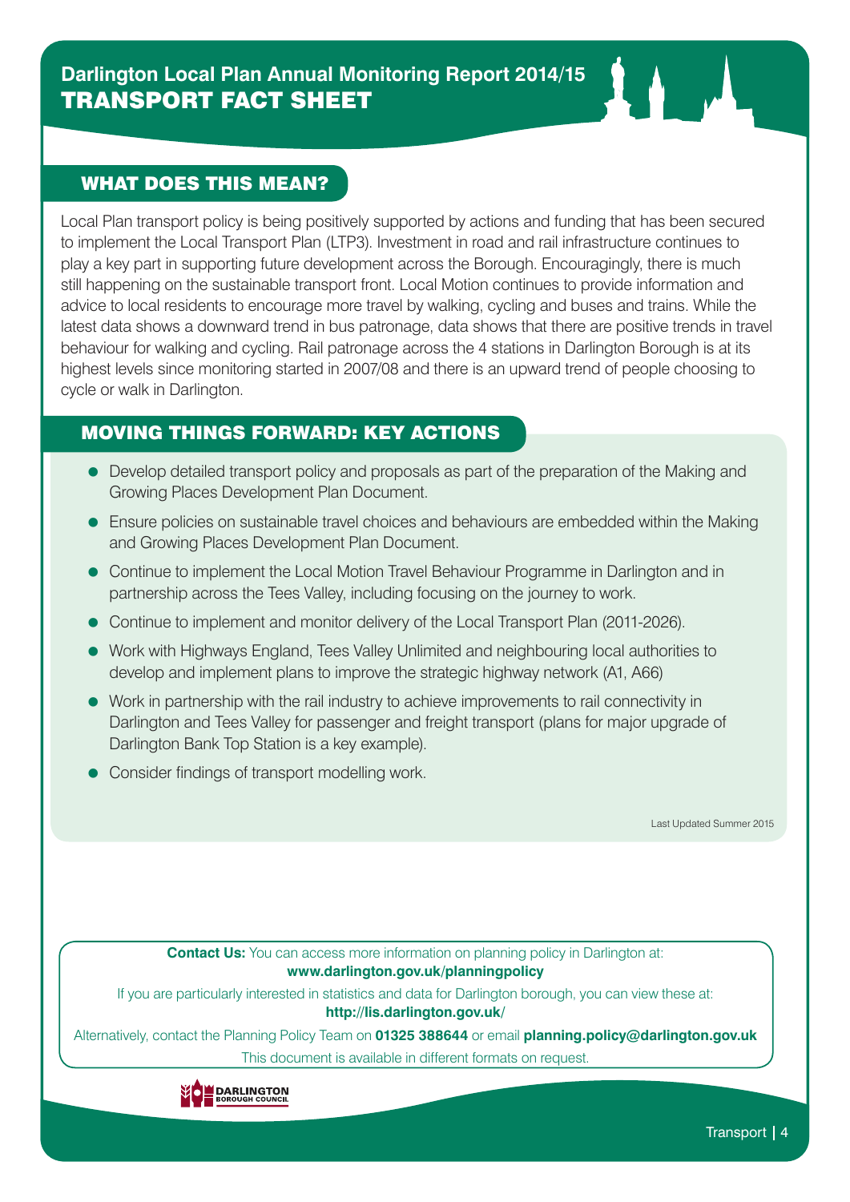# Darlington Local Plan Annual Monitoring Report 2014/15

# TRANSPORT FACT SHEET

## WHAT DOES THIS MEAN?

Local Plan transport policy is being positively supported by actions and funding that has been secured to implement the Local Transport Plan (LTP3). Investment in road and rail infrastructure continues to play a key part in supporting future development across the Borough. Encouragingly, there is much still happening on the sustainable transport front. Local Motion continues to provide information and advice to local residents to encourage more travel by walking, cycling and buses and trains. While the latest data shows a downward trend in bus patronage, data shows that there are positive trends in travel behaviour for walking and cycling. Rail patronage across the 4 stations in Darlington Borough is at its highest levels since monitoring started in 2007/08 and there is an upward trend of people choosing to cycle or walk in Darlington.

## MOVING THINGS FORWARD: KEY ACTIONS

- Develop detailed transport policy and proposals as part of the preparation of the Making and Growing Places Development Plan Document.
- Ensure policies on sustainable travel choices and behaviours are embedded within the Making and Growing Places Development Plan Document.
- Continue to implement the Local Motion Travel Behaviour Programme in Darlington and in partnership across the Tees Valley, including focusing on the journey to work.
- Continue to implement and monitor delivery of the Local Transport Plan (2011-2026).
- Work with Highways England, Tees Valley Unlimited and neighbouring local authorities to develop and implement plans to improve the strategic highway network (A1, A66)
- Work in partnership with the rail industry to achieve improvements to rail connectivity in Darlington and Tees Valley for passenger and freight transport (plans for major upgrade of Darlington Bank Top Station is a key example).
- Consider findings of transport modelling work.

Last Updated Summer 2015

**Contact Us:** You can access more information on planning policy in Darlington at: **www.darlington.gov.uk/planningpolicy**

If you are particularly interested in statistics and data for Darlington borough, you can view these at: **http://lis.darlington.gov.uk/**

Alternatively, contact the Planning Policy Team on **01325 388644** or email **planning.policy@darlington.gov.uk**

This document is available in different formats on request.

DARLINGTON BOROUGH COUNCIL